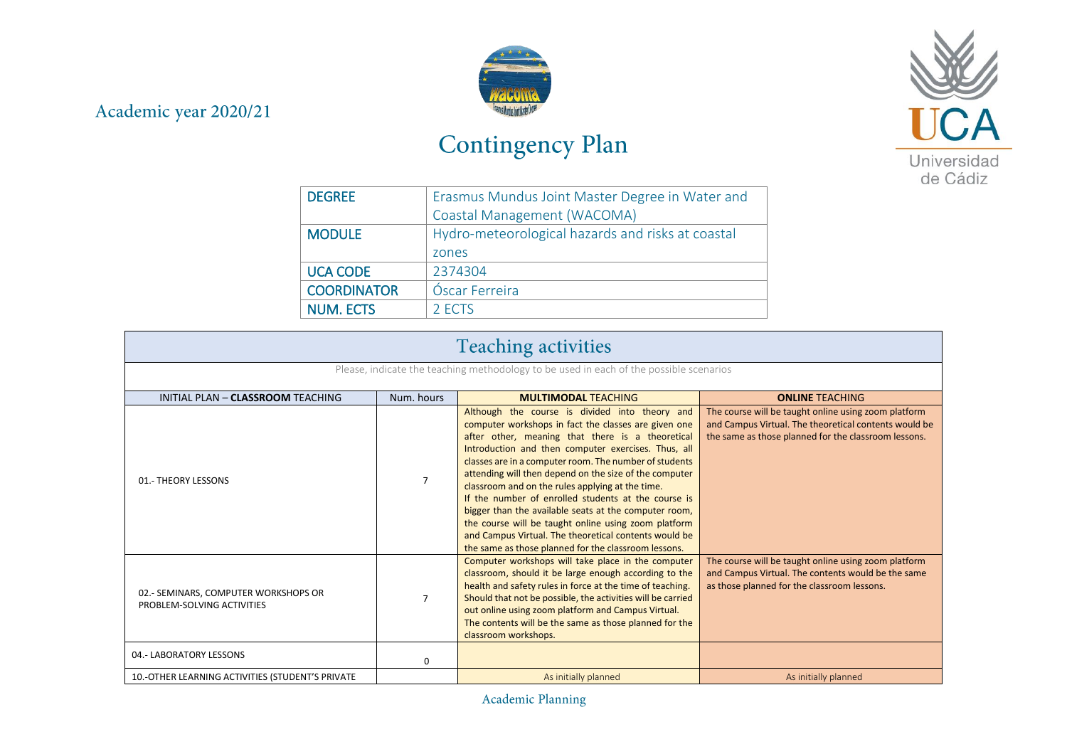Academic year 2020/21

# Contingency Plan

| DEGREE | Erasmus Mundus Joint Master Degree in Water and Coastal Management (WACOMA) |
|---|---|
| MODULE | Hydro-meteorological hazards and risks at coastal zones |
| UCA CODE | 2374304 |
| COORDINATOR | Óscar Ferreira |
| NUM. ECTS | 2 ECTS |

## Teaching activities

Please, indicate the teaching methodology to be used in each of the possible scenarios

| INITIAL PLAN – **CLASSROOM** TEACHING | Num. hours | **MULTIMODAL** TEACHING | **ONLINE** TEACHING |
|---|---|---|---|
| 01.- THEORY LESSONS | 7 | Although the course is divided into theory and computer workshops in fact the classes are given one after other, meaning that there is a theoretical Introduction and then computer exercises. Thus, all classes are in a computer room. The number of students attending will then depend on the size of the computer classroom and on the rules applying at the time. If the number of enrolled students at the course is bigger than the available seats at the computer room, the course will be taught online using zoom platform and Campus Virtual. The theoretical contents would be the same as those planned for the classroom lessons. | The course will be taught online using zoom platform and Campus Virtual. The theoretical contents would be the same as those planned for the classroom lessons. |
| 02.- SEMINARS, COMPUTER WORKSHOPS OR PROBLEM-SOLVING ACTIVITIES | 7 | Computer workshops will take place in the computer classroom, should it be large enough according to the health and safety rules in force at the time of teaching. Should that not be possible, the activities will be carried out online using zoom platform and Campus Virtual. The contents will be the same as those planned for the classroom workshops. | The course will be taught online using zoom platform and Campus Virtual. The contents would be the same as those planned for the classroom lessons. |
| 04.- LABORATORY LESSONS | 0 | | |
| 10.-OTHER LEARNING ACTIVITIES (STUDENT'S PRIVATE | | As initially planned | As initially planned |

Academic Planning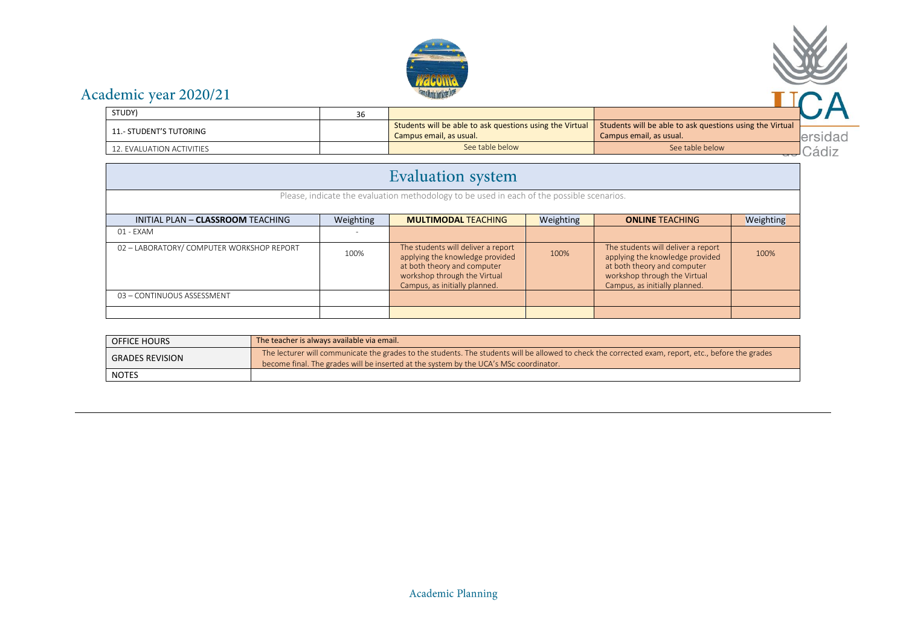| | | | |
|---|---|---|---|
| STUDY) | 36 | | |
| 11.- STUDENT'S TUTORING | | Students will be able to ask questions using the Virtual Campus email, as usual. | Students will be able to ask questions using the Virtual Campus email, as usual. |
| 12. EVALUATION ACTIVITIES | | See table below | See table below |

## Evaluation system

Please, indicate the evaluation methodology to be used in each of the possible scenarios.

| INITIAL PLAN – **CLASSROOM** TEACHING | Weighting | **MULTIMODAL** TEACHING | Weighting | **ONLINE** TEACHING | Weighting |
|---|---|---|---|---|---|
| 01 - EXAM | - | | | | |
| 02 – LABORATORY/ COMPUTER WORKSHOP REPORT | 100% | The students will deliver a report applying the knowledge provided at both theory and computer workshop through the Virtual Campus, as initially planned. | 100% | The students will deliver a report applying the knowledge provided at both theory and computer workshop through the Virtual Campus, as initially planned. | 100% |
| 03 – CONTINUOUS ASSESSMENT | | | | | |
| | | | | | |

| | |
|---|---|
| OFFICE HOURS | The teacher is always available via email. |
| GRADES REVISION | The lecturer will communicate the grades to the students. The students will be allowed to check the corrected exam, report, etc., before the grades become final. The grades will be inserted at the system by the UCA's MSc coordinator. |
| NOTES | |